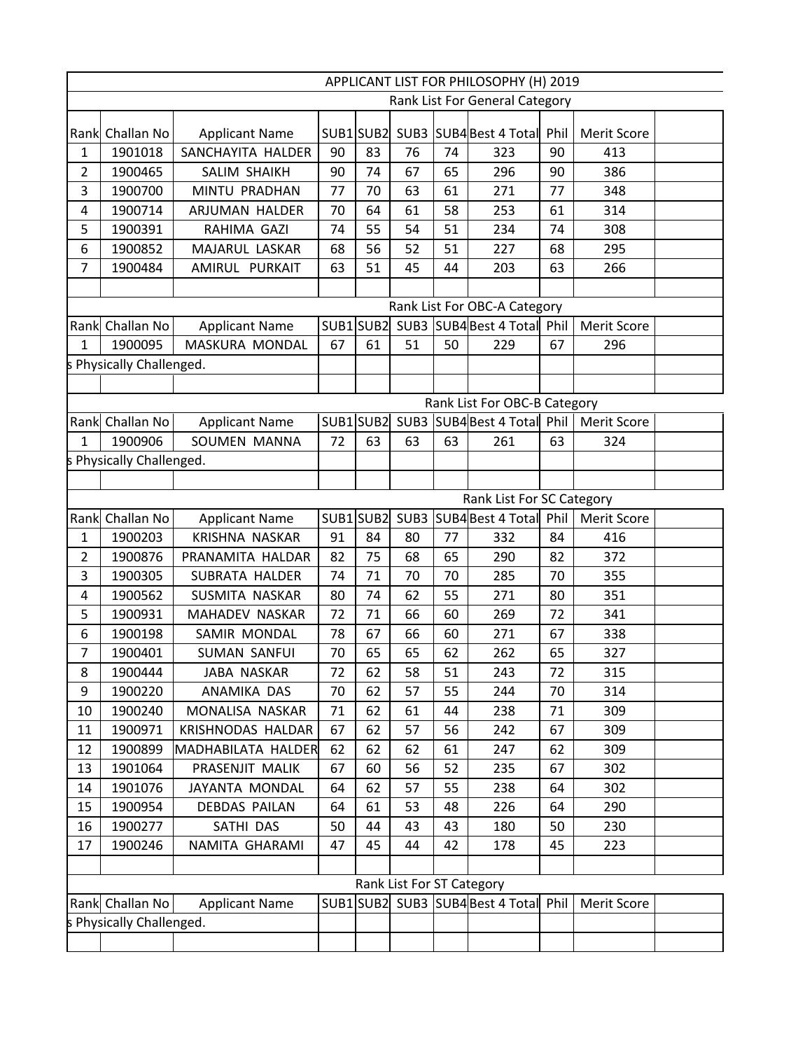# APPLICANT LIST FOR PHILOSOPHY (H) 2019

## Rank List For General Category

| Rank | Challan No | Applicant Name | SUB1 | SUB2 | SUB3 | SUB4 | Best 4 Total | Phil | Merit Score |
|---|---|---|---|---|---|---|---|---|---|
| 1 | 1901018 | SANCHAYITA HALDER | 90 | 83 | 76 | 74 | 323 | 90 | 413 |
| 2 | 1900465 | SALIM SHAIKH | 90 | 74 | 67 | 65 | 296 | 90 | 386 |
| 3 | 1900700 | MINTU PRADHAN | 77 | 70 | 63 | 61 | 271 | 77 | 348 |
| 4 | 1900714 | ARJUMAN HALDER | 70 | 64 | 61 | 58 | 253 | 61 | 314 |
| 5 | 1900391 | RAHIMA GAZI | 74 | 55 | 54 | 51 | 234 | 74 | 308 |
| 6 | 1900852 | MAJARUL LASKAR | 68 | 56 | 52 | 51 | 227 | 68 | 295 |
| 7 | 1900484 | AMIRUL PURKAIT | 63 | 51 | 45 | 44 | 203 | 63 | 266 |

## Rank List For OBC-A Category

| Rank | Challan No | Applicant Name | SUB1 | SUB2 | SUB3 | SUB4 | Best 4 Total | Phil | Merit Score |
|---|---|---|---|---|---|---|---|---|---|
| 1 | 1900095 | MASKURA MONDAL | 67 | 61 | 51 | 50 | 229 | 67 | 296 |

s Physically Challenged.

## Rank List For OBC-B Category

| Rank | Challan No | Applicant Name | SUB1 | SUB2 | SUB3 | SUB4 | Best 4 Total | Phil | Merit Score |
|---|---|---|---|---|---|---|---|---|---|
| 1 | 1900906 | SOUMEN MANNA | 72 | 63 | 63 | 63 | 261 | 63 | 324 |

s Physically Challenged.

## Rank List For SC Category

| Rank | Challan No | Applicant Name | SUB1 | SUB2 | SUB3 | SUB4 | Best 4 Total | Phil | Merit Score |
|---|---|---|---|---|---|---|---|---|---|
| 1 | 1900203 | KRISHNA NASKAR | 91 | 84 | 80 | 77 | 332 | 84 | 416 |
| 2 | 1900876 | PRANAMITA HALDAR | 82 | 75 | 68 | 65 | 290 | 82 | 372 |
| 3 | 1900305 | SUBRATA HALDER | 74 | 71 | 70 | 70 | 285 | 70 | 355 |
| 4 | 1900562 | SUSMITA NASKAR | 80 | 74 | 62 | 55 | 271 | 80 | 351 |
| 5 | 1900931 | MAHADEV NASKAR | 72 | 71 | 66 | 60 | 269 | 72 | 341 |
| 6 | 1900198 | SAMIR MONDAL | 78 | 67 | 66 | 60 | 271 | 67 | 338 |
| 7 | 1900401 | SUMAN SANFUI | 70 | 65 | 65 | 62 | 262 | 65 | 327 |
| 8 | 1900444 | JABA NASKAR | 72 | 62 | 58 | 51 | 243 | 72 | 315 |
| 9 | 1900220 | ANAMIKA DAS | 70 | 62 | 57 | 55 | 244 | 70 | 314 |
| 10 | 1900240 | MONALISA NASKAR | 71 | 62 | 61 | 44 | 238 | 71 | 309 |
| 11 | 1900971 | KRISHNODAS HALDAR | 67 | 62 | 57 | 56 | 242 | 67 | 309 |
| 12 | 1900899 | MADHABILATA HALDER | 62 | 62 | 62 | 61 | 247 | 62 | 309 |
| 13 | 1901064 | PRASENJIT MALIK | 67 | 60 | 56 | 52 | 235 | 67 | 302 |
| 14 | 1901076 | JAYANTA MONDAL | 64 | 62 | 57 | 55 | 238 | 64 | 302 |
| 15 | 1900954 | DEBDAS PAILAN | 64 | 61 | 53 | 48 | 226 | 64 | 290 |
| 16 | 1900277 | SATHI DAS | 50 | 44 | 43 | 43 | 180 | 50 | 230 |
| 17 | 1900246 | NAMITA GHARAMI | 47 | 45 | 44 | 42 | 178 | 45 | 223 |

## Rank List For ST Category

| Rank | Challan No | Applicant Name | SUB1 | SUB2 | SUB3 | SUB4 | Best 4 Total | Phil | Merit Score |
|---|---|---|---|---|---|---|---|---|---|

s Physically Challenged.